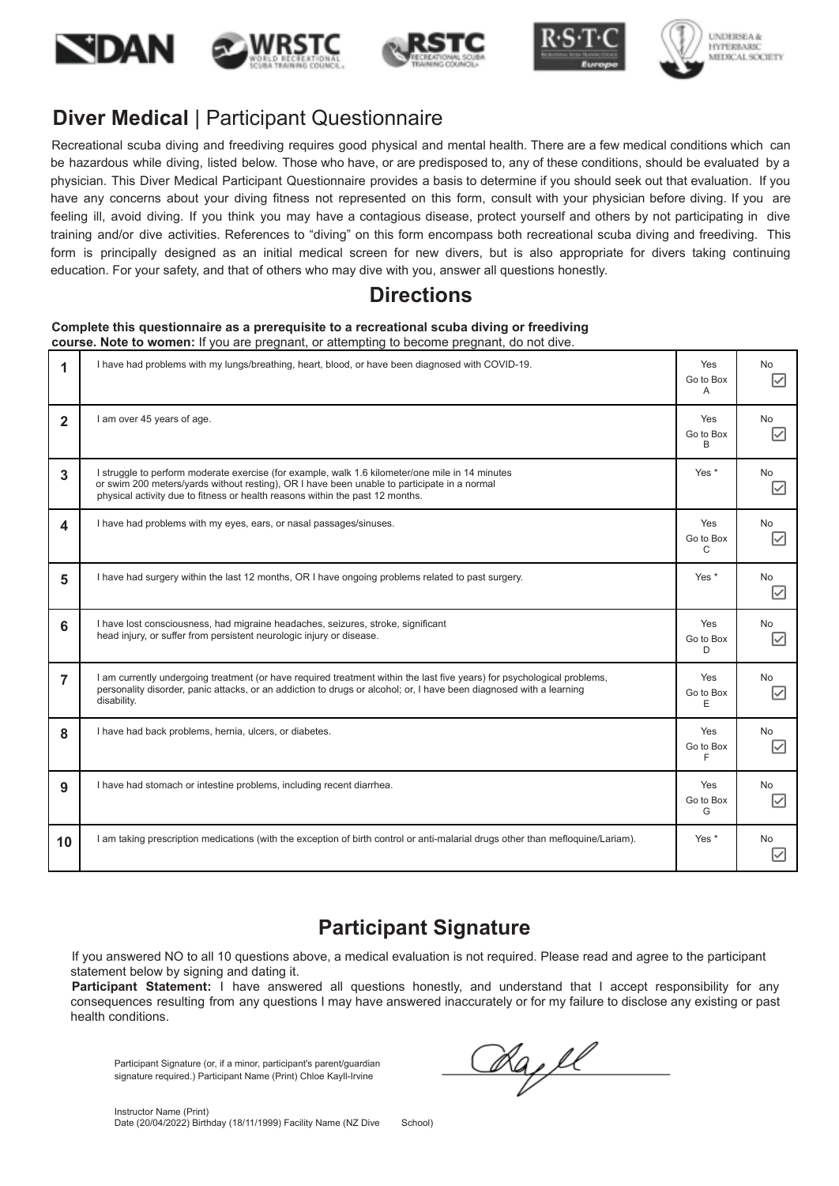# Diver Medical | Participant Questionnaire

Recreational scuba diving and freediving requires good physical and mental health. There are a few medical conditions which can be hazardous while diving, listed below. Those who have, or are predisposed to, any of these conditions, should be evaluated by a physician. This Diver Medical Participant Questionnaire provides a basis to determine if you should seek out that evaluation. If you have any concerns about your diving fitness not represented on this form, consult with your physician before diving. If you are feeling ill, avoid diving. If you think you may have a contagious disease, protect yourself and others by not participating in dive training and/or dive activities. References to "diving" on this form encompass both recreational scuba diving and freediving. This form is principally designed as an initial medical screen for new divers, but is also appropriate for divers taking continuing education. For your safety, and that of others who may dive with you, answer all questions honestly.

## Directions

**Complete this questionnaire as a prerequisite to a recreational scuba diving or freediving course. Note to women:** If you are pregnant, or attempting to become pregnant, do not dive.

| | | | |
|---|---|---|---|
| 1 | I have had problems with my lungs/breathing, heart, blood, or have been diagnosed with COVID-19. | Yes Go to Box A | No ☑ |
| 2 | I am over 45 years of age. | Yes Go to Box B | No ☑ |
| 3 | I struggle to perform moderate exercise (for example, walk 1.6 kilometer/one mile in 14 minutes or swim 200 meters/yards without resting), OR I have been unable to participate in a normal physical activity due to fitness or health reasons within the past 12 months. | Yes * | No ☑ |
| 4 | I have had problems with my eyes, ears, or nasal passages/sinuses. | Yes Go to Box C | No ☑ |
| 5 | I have had surgery within the last 12 months, OR I have ongoing problems related to past surgery. | Yes * | No ☑ |
| 6 | I have lost consciousness, had migraine headaches, seizures, stroke, significant head injury, or suffer from persistent neurologic injury or disease. | Yes Go to Box D | No ☑ |
| 7 | I am currently undergoing treatment (or have required treatment within the last five years) for psychological problems, personality disorder, panic attacks, or an addiction to drugs or alcohol; or, I have been diagnosed with a learning disability. | Yes Go to Box E | No ☑ |
| 8 | I have had back problems, hernia, ulcers, or diabetes. | Yes Go to Box F | No ☑ |
| 9 | I have had stomach or intestine problems, including recent diarrhea. | Yes Go to Box G | No ☑ |
| 10 | I am taking prescription medications (with the exception of birth control or anti-malarial drugs other than mefloquine/Lariam). | Yes * | No ☑ |

## Participant Signature

If you answered NO to all 10 questions above, a medical evaluation is not required. Please read and agree to the participant statement below by signing and dating it.

**Participant Statement:** I have answered all questions honestly, and understand that I accept responsibility for any consequences resulting from any questions I may have answered inaccurately or for my failure to disclose any existing or past health conditions.

Participant Signature (or, if a minor, participant's parent/guardian signature required.) Participant Name (Print) Chloe Kayll-Irvine

Instructor Name (Print)
Date (20/04/2022) Birthday (18/11/1999) Facility Name (NZ Dive School)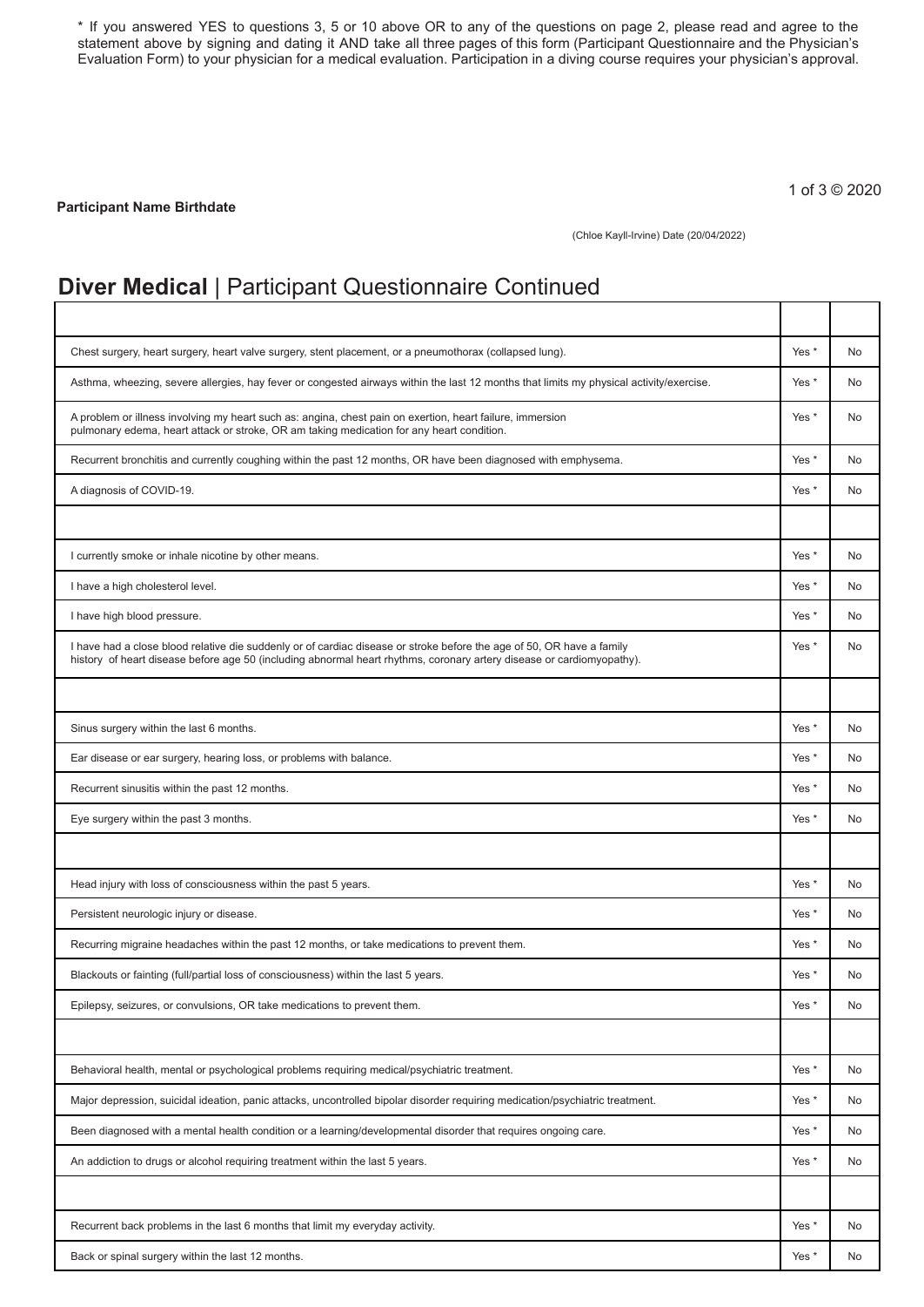\* If you answered YES to questions 3, 5 or 10 above OR to any of the questions on page 2, please read and agree to the statement above by signing and dating it AND take all three pages of this form (Participant Questionnaire and the Physician's Evaluation Form) to your physician for a medical evaluation. Participation in a diving course requires your physician's approval.

**Participant Name Birthdate**

(Chloe Kayll-Irvine) Date (20/04/2022)

# **Diver Medical** | Participant Questionnaire Continued

| | | |
|---|---|---|
| Chest surgery, heart surgery, heart valve surgery, stent placement, or a pneumothorax (collapsed lung). | Yes * | No |
| Asthma, wheezing, severe allergies, hay fever or congested airways within the last 12 months that limits my physical activity/exercise. | Yes * | No |
| A problem or illness involving my heart such as: angina, chest pain on exertion, heart failure, immersion pulmonary edema, heart attack or stroke, OR am taking medication for any heart condition. | Yes * | No |
| Recurrent bronchitis and currently coughing within the past 12 months, OR have been diagnosed with emphysema. | Yes * | No |
| A diagnosis of COVID-19. | Yes * | No |
| | | |
| I currently smoke or inhale nicotine by other means. | Yes * | No |
| I have a high cholesterol level. | Yes * | No |
| I have high blood pressure. | Yes * | No |
| I have had a close blood relative die suddenly or of cardiac disease or stroke before the age of 50, OR have a family history of heart disease before age 50 (including abnormal heart rhythms, coronary artery disease or cardiomyopathy). | Yes * | No |
| | | |
| Sinus surgery within the last 6 months. | Yes * | No |
| Ear disease or ear surgery, hearing loss, or problems with balance. | Yes * | No |
| Recurrent sinusitis within the past 12 months. | Yes * | No |
| Eye surgery within the past 3 months. | Yes * | No |
| | | |
| Head injury with loss of consciousness within the past 5 years. | Yes * | No |
| Persistent neurologic injury or disease. | Yes * | No |
| Recurring migraine headaches within the past 12 months, or take medications to prevent them. | Yes * | No |
| Blackouts or fainting (full/partial loss of consciousness) within the last 5 years. | Yes * | No |
| Epilepsy, seizures, or convulsions, OR take medications to prevent them. | Yes * | No |
| | | |
| Behavioral health, mental or psychological problems requiring medical/psychiatric treatment. | Yes * | No |
| Major depression, suicidal ideation, panic attacks, uncontrolled bipolar disorder requiring medication/psychiatric treatment. | Yes * | No |
| Been diagnosed with a mental health condition or a learning/developmental disorder that requires ongoing care. | Yes * | No |
| An addiction to drugs or alcohol requiring treatment within the last 5 years. | Yes * | No |
| | | |
| Recurrent back problems in the last 6 months that limit my everyday activity. | Yes * | No |
| Back or spinal surgery within the last 12 months. | Yes * | No |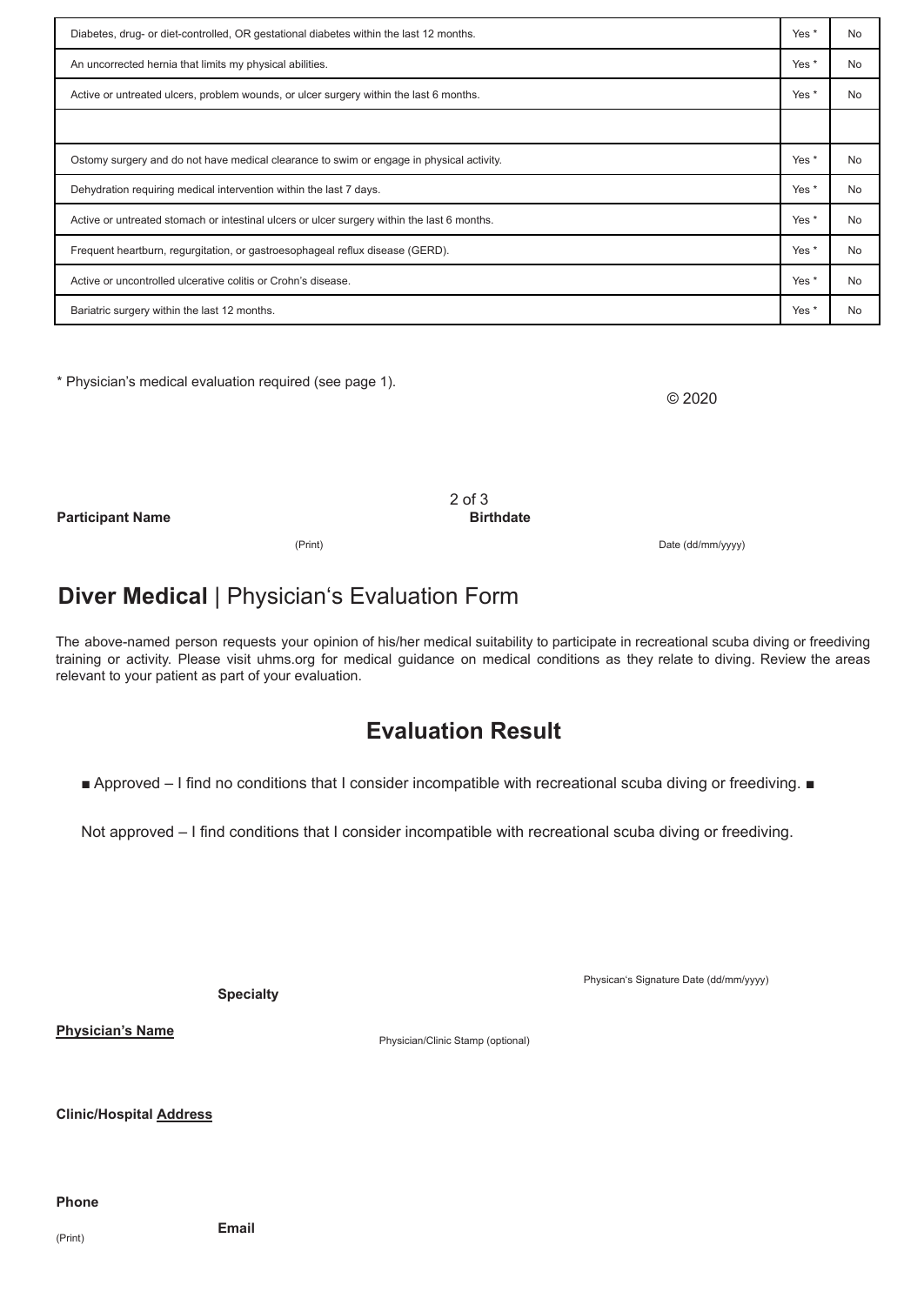| | | |
|---|---|---|
| Diabetes, drug- or diet-controlled, OR gestational diabetes within the last 12 months. | Yes * | No |
| An uncorrected hernia that limits my physical abilities. | Yes * | No |
| Active or untreated ulcers, problem wounds, or ulcer surgery within the last 6 months. | Yes * | No |
| | | |
| Ostomy surgery and do not have medical clearance to swim or engage in physical activity. | Yes * | No |
| Dehydration requiring medical intervention within the last 7 days. | Yes * | No |
| Active or untreated stomach or intestinal ulcers or ulcer surgery within the last 6 months. | Yes * | No |
| Frequent heartburn, regurgitation, or gastroesophageal reflux disease (GERD). | Yes * | No |
| Active or uncontrolled ulcerative colitis or Crohn's disease. | Yes * | No |
| Bariatric surgery within the last 12 months. | Yes * | No |

* Physician's medical evaluation required (see page 1).

© 2020

**Participant Name** (Print)

**Birthdate** Date (dd/mm/yyyy)

# **Diver Medical** | Physician's Evaluation Form

The above-named person requests your opinion of his/her medical suitability to participate in recreational scuba diving or freediving training or activity. Please visit uhms.org for medical guidance on medical conditions as they relate to diving. Review the areas relevant to your patient as part of your evaluation.

## Evaluation Result

■ Approved – I find no conditions that I consider incompatible with recreational scuba diving or freediving. ■

Not approved – I find conditions that I consider incompatible with recreational scuba diving or freediving.

Physican's Signature Date (dd/mm/yyyy)

**Specialty**

**Physician's Name**

Physician/Clinic Stamp (optional)

**Clinic/Hospital Address**

**Phone**

(Print)

**Email**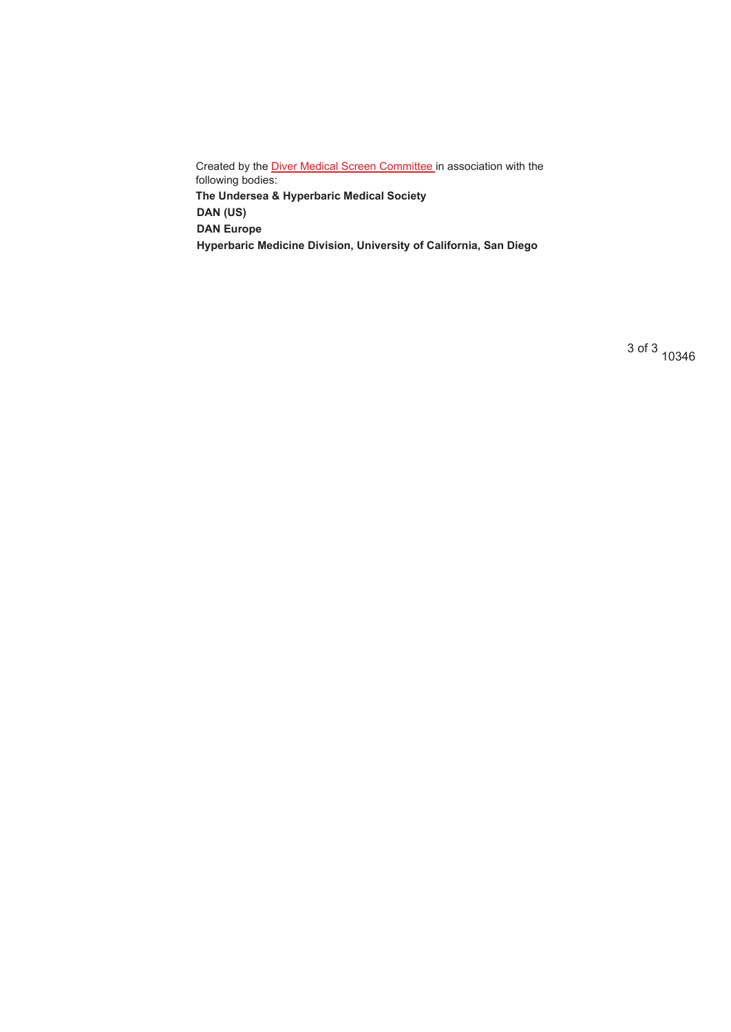Created by the Diver Medical Screen Committee in association with the following bodies:

**The Undersea & Hyperbaric Medical Society**

**DAN (US)**

**DAN Europe**

**Hyperbaric Medicine Division, University of California, San Diego**

10346